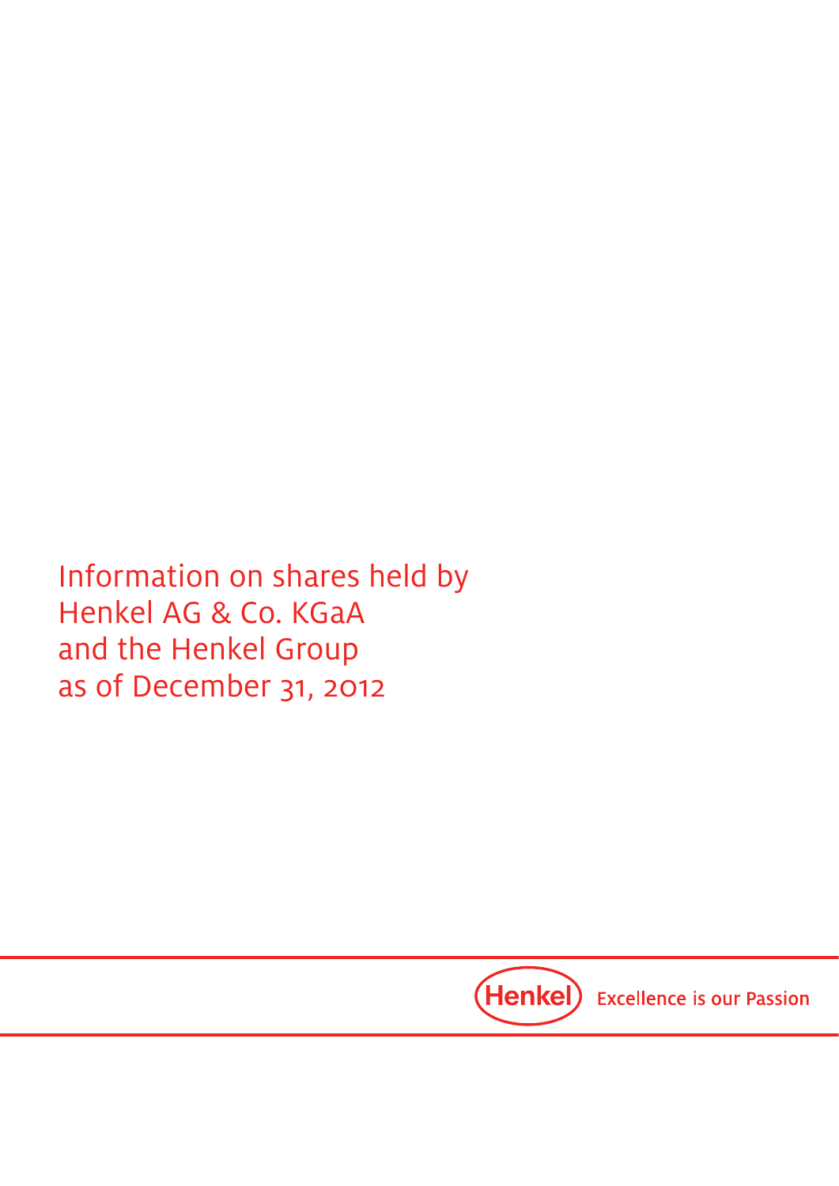# Information on shares held by Henkel AG & Co. KGaA and the Henkel Group as of December 31, 2012

Henkel Excellence is our Passion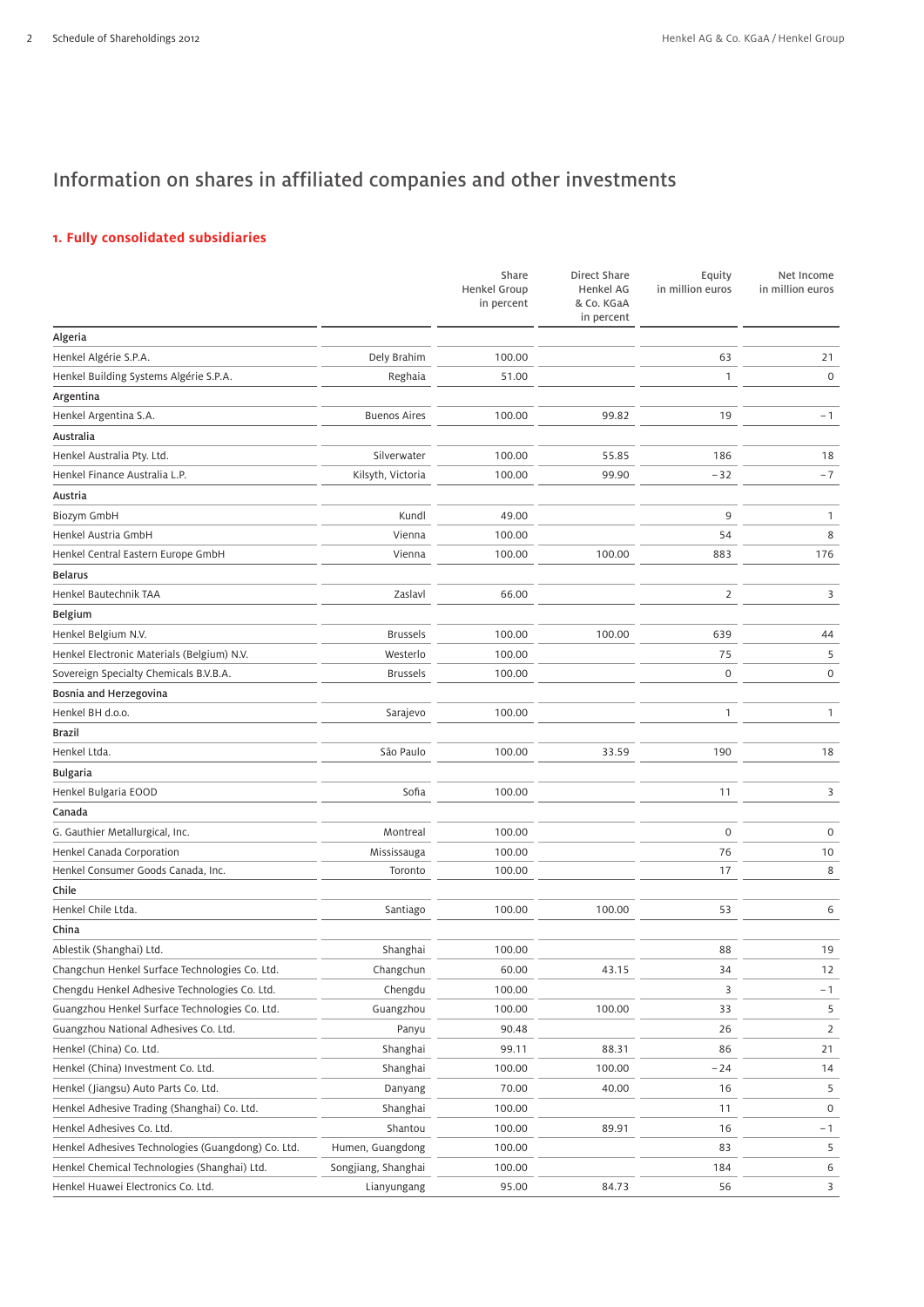# Information on shares in affiliated companies and other investments

## 1. Fully consolidated subsidiaries

| | | Share Henkel Group in percent | Direct Share Henkel AG & Co. KGaA in percent | Equity in million euros | Net Income in million euros |
|---|---|---|---|---|---|
| **Algeria** | | | | | |
| Henkel Algérie S.P.A. | Dely Brahim | 100.00 | | 63 | 21 |
| Henkel Building Systems Algérie S.P.A. | Reghaia | 51.00 | | 1 | 0 |
| **Argentina** | | | | | |
| Henkel Argentina S.A. | Buenos Aires | 100.00 | 99.82 | 19 | –1 |
| **Australia** | | | | | |
| Henkel Australia Pty. Ltd. | Silverwater | 100.00 | 55.85 | 186 | 18 |
| Henkel Finance Australia L.P. | Kilsyth, Victoria | 100.00 | 99.90 | –32 | –7 |
| **Austria** | | | | | |
| Biozym GmbH | Kundl | 49.00 | | 9 | 1 |
| Henkel Austria GmbH | Vienna | 100.00 | | 54 | 8 |
| Henkel Central Eastern Europe GmbH | Vienna | 100.00 | 100.00 | 883 | 176 |
| **Belarus** | | | | | |
| Henkel Bautechnik TAA | Zaslavl | 66.00 | | 2 | 3 |
| **Belgium** | | | | | |
| Henkel Belgium N.V. | Brussels | 100.00 | 100.00 | 639 | 44 |
| Henkel Electronic Materials (Belgium) N.V. | Westerlo | 100.00 | | 75 | 5 |
| Sovereign Specialty Chemicals B.V.B.A. | Brussels | 100.00 | | 0 | 0 |
| **Bosnia and Herzegovina** | | | | | |
| Henkel BH d.o.o. | Sarajevo | 100.00 | | 1 | 1 |
| **Brazil** | | | | | |
| Henkel Ltda. | São Paulo | 100.00 | 33.59 | 190 | 18 |
| **Bulgaria** | | | | | |
| Henkel Bulgaria EOOD | Sofia | 100.00 | | 11 | 3 |
| **Canada** | | | | | |
| G. Gauthier Metallurgical, Inc. | Montreal | 100.00 | | 0 | 0 |
| Henkel Canada Corporation | Mississauga | 100.00 | | 76 | 10 |
| Henkel Consumer Goods Canada, Inc. | Toronto | 100.00 | | 17 | 8 |
| **Chile** | | | | | |
| Henkel Chile Ltda. | Santiago | 100.00 | 100.00 | 53 | 6 |
| **China** | | | | | |
| Ablestik (Shanghai) Ltd. | Shanghai | 100.00 | | 88 | 19 |
| Changchun Henkel Surface Technologies Co. Ltd. | Changchun | 60.00 | 43.15 | 34 | 12 |
| Chengdu Henkel Adhesive Technologies Co. Ltd. | Chengdu | 100.00 | | 3 | –1 |
| Guangzhou Henkel Surface Technologies Co. Ltd. | Guangzhou | 100.00 | 100.00 | 33 | 5 |
| Guangzhou National Adhesives Co. Ltd. | Panyu | 90.48 | | 26 | 2 |
| Henkel (China) Co. Ltd. | Shanghai | 99.11 | 88.31 | 86 | 21 |
| Henkel (China) Investment Co. Ltd. | Shanghai | 100.00 | 100.00 | –24 | 14 |
| Henkel (Jiangsu) Auto Parts Co. Ltd. | Danyang | 70.00 | 40.00 | 16 | 5 |
| Henkel Adhesive Trading (Shanghai) Co. Ltd. | Shanghai | 100.00 | | 11 | 0 |
| Henkel Adhesives Co. Ltd. | Shantou | 100.00 | 89.91 | 16 | –1 |
| Henkel Adhesives Technologies (Guangdong) Co. Ltd. | Humen, Guangdong | 100.00 | | 83 | 5 |
| Henkel Chemical Technologies (Shanghai) Ltd. | Songjiang, Shanghai | 100.00 | | 184 | 6 |
| Henkel Huawei Electronics Co. Ltd. | Lianyungang | 95.00 | 84.73 | 56 | 3 |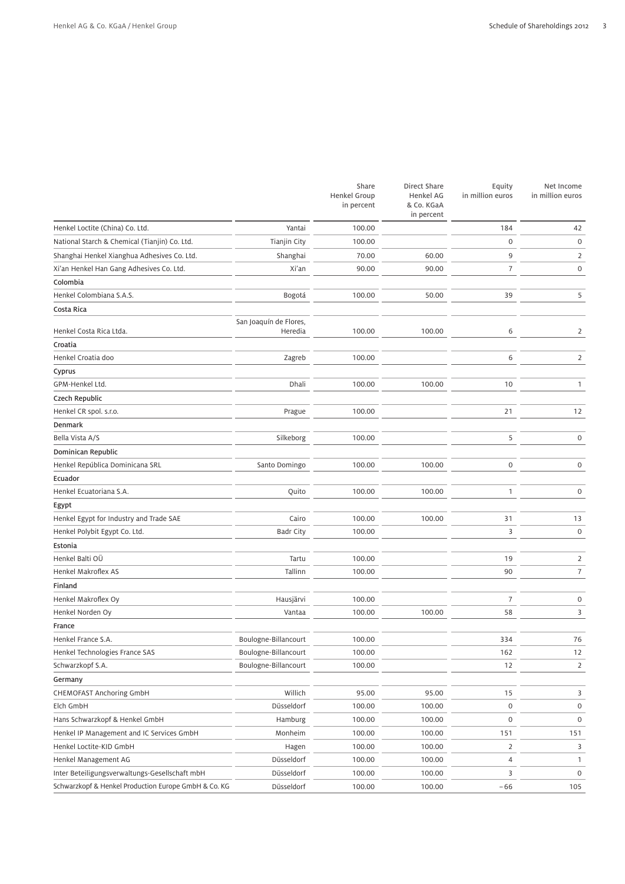| | | Share Henkel Group in percent | Direct Share Henkel AG & Co. KGaA in percent | Equity in million euros | Net Income in million euros |
|---|---|---|---|---|---|
| Henkel Loctite (China) Co. Ltd. | Yantai | 100.00 | | 184 | 42 |
| National Starch & Chemical (Tianjin) Co. Ltd. | Tianjin City | 100.00 | | 0 | 0 |
| Shanghai Henkel Xianghua Adhesives Co. Ltd. | Shanghai | 70.00 | 60.00 | 9 | 2 |
| Xi'an Henkel Han Gang Adhesives Co. Ltd. | Xi'an | 90.00 | 90.00 | 7 | 0 |
| **Colombia** | | | | | |
| Henkel Colombiana S.A.S. | Bogotá | 100.00 | 50.00 | 39 | 5 |
| **Costa Rica** | | | | | |
| Henkel Costa Rica Ltda. | San Joaquín de Flores, Heredia | 100.00 | 100.00 | 6 | 2 |
| **Croatia** | | | | | |
| Henkel Croatia doo | Zagreb | 100.00 | | 6 | 2 |
| **Cyprus** | | | | | |
| GPM-Henkel Ltd. | Dhali | 100.00 | 100.00 | 10 | 1 |
| **Czech Republic** | | | | | |
| Henkel CR spol. s.r.o. | Prague | 100.00 | | 21 | 12 |
| **Denmark** | | | | | |
| Bella Vista A/S | Silkeborg | 100.00 | | 5 | 0 |
| **Dominican Republic** | | | | | |
| Henkel República Dominicana SRL | Santo Domingo | 100.00 | 100.00 | 0 | 0 |
| **Ecuador** | | | | | |
| Henkel Ecuatoriana S.A. | Quito | 100.00 | 100.00 | 1 | 0 |
| **Egypt** | | | | | |
| Henkel Egypt for Industry and Trade SAE | Cairo | 100.00 | 100.00 | 31 | 13 |
| Henkel Polybit Egypt Co. Ltd. | Badr City | 100.00 | | 3 | 0 |
| **Estonia** | | | | | |
| Henkel Balti OÜ | Tartu | 100.00 | | 19 | 2 |
| Henkel Makroflex AS | Tallinn | 100.00 | | 90 | 7 |
| **Finland** | | | | | |
| Henkel Makroflex Oy | Hausjärvi | 100.00 | | 7 | 0 |
| Henkel Norden Oy | Vantaa | 100.00 | 100.00 | 58 | 3 |
| **France** | | | | | |
| Henkel France S.A. | Boulogne-Billancourt | 100.00 | | 334 | 76 |
| Henkel Technologies France SAS | Boulogne-Billancourt | 100.00 | | 162 | 12 |
| Schwarzkopf S.A. | Boulogne-Billancourt | 100.00 | | 12 | 2 |
| **Germany** | | | | | |
| CHEMOFAST Anchoring GmbH | Willich | 95.00 | 95.00 | 15 | 3 |
| Elch GmbH | Düsseldorf | 100.00 | 100.00 | 0 | 0 |
| Hans Schwarzkopf & Henkel GmbH | Hamburg | 100.00 | 100.00 | 0 | 0 |
| Henkel IP Management and IC Services GmbH | Monheim | 100.00 | 100.00 | 151 | 151 |
| Henkel Loctite-KID GmbH | Hagen | 100.00 | 100.00 | 2 | 3 |
| Henkel Management AG | Düsseldorf | 100.00 | 100.00 | 4 | 1 |
| Inter Beteiligungsverwaltungs-Gesellschaft mbH | Düsseldorf | 100.00 | 100.00 | 3 | 0 |
| Schwarzkopf & Henkel Production Europe GmbH & Co. KG | Düsseldorf | 100.00 | 100.00 | –66 | 105 |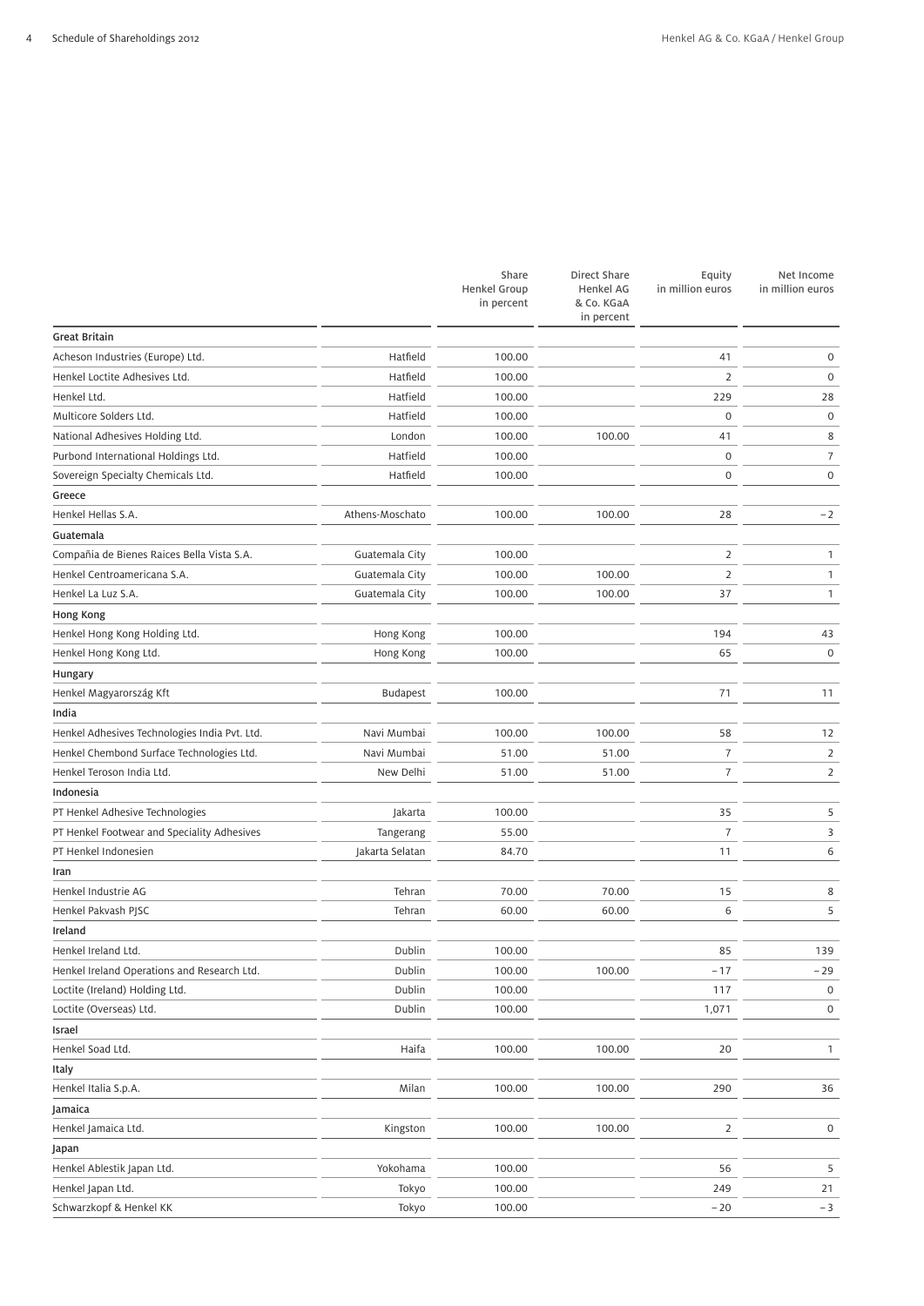| | | Share Henkel Group in percent | Direct Share Henkel AG & Co. KGaA in percent | Equity in million euros | Net Income in million euros |
|---|---|---|---|---|---|
| **Great Britain** | | | | | |
| Acheson Industries (Europe) Ltd. | Hatfield | 100.00 | | 41 | 0 |
| Henkel Loctite Adhesives Ltd. | Hatfield | 100.00 | | 2 | 0 |
| Henkel Ltd. | Hatfield | 100.00 | | 229 | 28 |
| Multicore Solders Ltd. | Hatfield | 100.00 | | 0 | 0 |
| National Adhesives Holding Ltd. | London | 100.00 | 100.00 | 41 | 8 |
| Purbond International Holdings Ltd. | Hatfield | 100.00 | | 0 | 7 |
| Sovereign Specialty Chemicals Ltd. | Hatfield | 100.00 | | 0 | 0 |
| **Greece** | | | | | |
| Henkel Hellas S.A. | Athens-Moschato | 100.00 | 100.00 | 28 | – 2 |
| **Guatemala** | | | | | |
| Compañia de Bienes Raices Bella Vista S.A. | Guatemala City | 100.00 | | 2 | 1 |
| Henkel Centroamericana S.A. | Guatemala City | 100.00 | 100.00 | 2 | 1 |
| Henkel La Luz S.A. | Guatemala City | 100.00 | 100.00 | 37 | 1 |
| **Hong Kong** | | | | | |
| Henkel Hong Kong Holding Ltd. | Hong Kong | 100.00 | | 194 | 43 |
| Henkel Hong Kong Ltd. | Hong Kong | 100.00 | | 65 | 0 |
| **Hungary** | | | | | |
| Henkel Magyarország Kft | Budapest | 100.00 | | 71 | 11 |
| **India** | | | | | |
| Henkel Adhesives Technologies India Pvt. Ltd. | Navi Mumbai | 100.00 | 100.00 | 58 | 12 |
| Henkel Chembond Surface Technologies Ltd. | Navi Mumbai | 51.00 | 51.00 | 7 | 2 |
| Henkel Teroson India Ltd. | New Delhi | 51.00 | 51.00 | 7 | 2 |
| **Indonesia** | | | | | |
| PT Henkel Adhesive Technologies | Jakarta | 100.00 | | 35 | 5 |
| PT Henkel Footwear and Speciality Adhesives | Tangerang | 55.00 | | 7 | 3 |
| PT Henkel Indonesien | Jakarta Selatan | 84.70 | | 11 | 6 |
| **Iran** | | | | | |
| Henkel Industrie AG | Tehran | 70.00 | 70.00 | 15 | 8 |
| Henkel Pakvash PJSC | Tehran | 60.00 | 60.00 | 6 | 5 |
| **Ireland** | | | | | |
| Henkel Ireland Ltd. | Dublin | 100.00 | | 85 | 139 |
| Henkel Ireland Operations and Research Ltd. | Dublin | 100.00 | 100.00 | – 17 | – 29 |
| Loctite (Ireland) Holding Ltd. | Dublin | 100.00 | | 117 | 0 |
| Loctite (Overseas) Ltd. | Dublin | 100.00 | | 1,071 | 0 |
| **Israel** | | | | | |
| Henkel Soad Ltd. | Haifa | 100.00 | 100.00 | 20 | 1 |
| **Italy** | | | | | |
| Henkel Italia S.p.A. | Milan | 100.00 | 100.00 | 290 | 36 |
| **Jamaica** | | | | | |
| Henkel Jamaica Ltd. | Kingston | 100.00 | 100.00 | 2 | 0 |
| **Japan** | | | | | |
| Henkel Ablestik Japan Ltd. | Yokohama | 100.00 | | 56 | 5 |
| Henkel Japan Ltd. | Tokyo | 100.00 | | 249 | 21 |
| Schwarzkopf & Henkel KK | Tokyo | 100.00 | | – 20 | – 3 |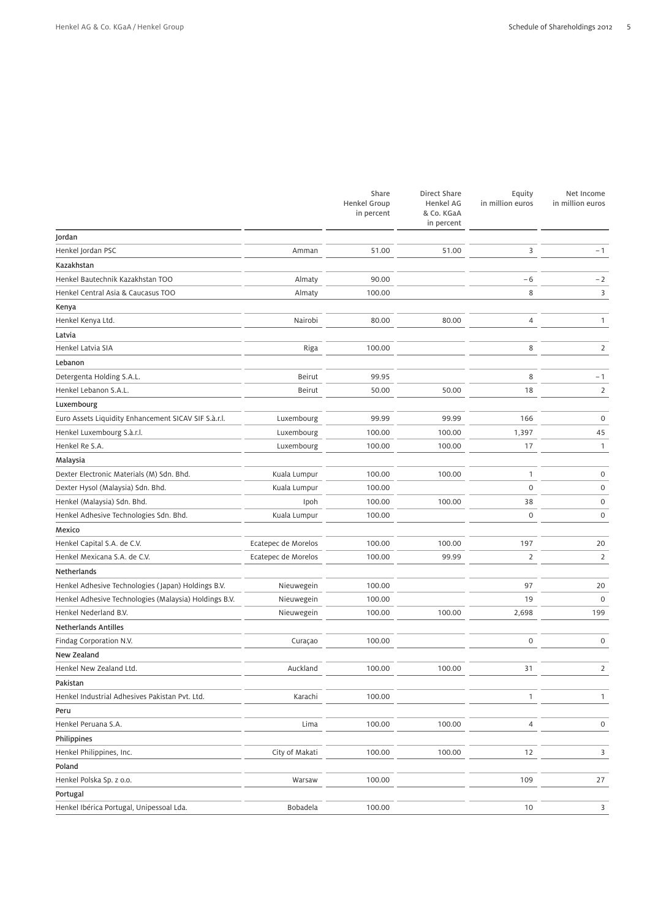| | | Share Henkel Group in percent | Direct Share Henkel AG & Co. KGaA in percent | Equity in million euros | Net Income in million euros |
|---|---|---|---|---|---|
| **Jordan** | | | | | |
| Henkel Jordan PSC | Amman | 51.00 | 51.00 | 3 | – 1 |
| **Kazakhstan** | | | | | |
| Henkel Bautechnik Kazakhstan TOO | Almaty | 90.00 | | – 6 | – 2 |
| Henkel Central Asia & Caucasus TOO | Almaty | 100.00 | | 8 | 3 |
| **Kenya** | | | | | |
| Henkel Kenya Ltd. | Nairobi | 80.00 | 80.00 | 4 | 1 |
| **Latvia** | | | | | |
| Henkel Latvia SIA | Riga | 100.00 | | 8 | 2 |
| **Lebanon** | | | | | |
| Detergenta Holding S.A.L. | Beirut | 99.95 | | 8 | – 1 |
| Henkel Lebanon S.A.L. | Beirut | 50.00 | 50.00 | 18 | 2 |
| **Luxembourg** | | | | | |
| Euro Assets Liquidity Enhancement SICAV SIF S.à.r.l. | Luxembourg | 99.99 | 99.99 | 166 | 0 |
| Henkel Luxembourg S.à.r.l. | Luxembourg | 100.00 | 100.00 | 1,397 | 45 |
| Henkel Re S.A. | Luxembourg | 100.00 | 100.00 | 17 | 1 |
| **Malaysia** | | | | | |
| Dexter Electronic Materials (M) Sdn. Bhd. | Kuala Lumpur | 100.00 | 100.00 | 1 | 0 |
| Dexter Hysol (Malaysia) Sdn. Bhd. | Kuala Lumpur | 100.00 | | 0 | 0 |
| Henkel (Malaysia) Sdn. Bhd. | Ipoh | 100.00 | 100.00 | 38 | 0 |
| Henkel Adhesive Technologies Sdn. Bhd. | Kuala Lumpur | 100.00 | | 0 | 0 |
| **Mexico** | | | | | |
| Henkel Capital S.A. de C.V. | Ecatepec de Morelos | 100.00 | 100.00 | 197 | 20 |
| Henkel Mexicana S.A. de C.V. | Ecatepec de Morelos | 100.00 | 99.99 | 2 | 2 |
| **Netherlands** | | | | | |
| Henkel Adhesive Technologies (Japan) Holdings B.V. | Nieuwegein | 100.00 | | 97 | 20 |
| Henkel Adhesive Technologies (Malaysia) Holdings B.V. | Nieuwegein | 100.00 | | 19 | 0 |
| Henkel Nederland B.V. | Nieuwegein | 100.00 | 100.00 | 2,698 | 199 |
| **Netherlands Antilles** | | | | | |
| Findag Corporation N.V. | Curaçao | 100.00 | | 0 | 0 |
| **New Zealand** | | | | | |
| Henkel New Zealand Ltd. | Auckland | 100.00 | 100.00 | 31 | 2 |
| **Pakistan** | | | | | |
| Henkel Industrial Adhesives Pakistan Pvt. Ltd. | Karachi | 100.00 | | 1 | 1 |
| **Peru** | | | | | |
| Henkel Peruana S.A. | Lima | 100.00 | 100.00 | 4 | 0 |
| **Philippines** | | | | | |
| Henkel Philippines, Inc. | City of Makati | 100.00 | 100.00 | 12 | 3 |
| **Poland** | | | | | |
| Henkel Polska Sp. z o.o. | Warsaw | 100.00 | | 109 | 27 |
| **Portugal** | | | | | |
| Henkel Ibérica Portugal, Unipessoal Lda. | Bobadela | 100.00 | | 10 | 3 |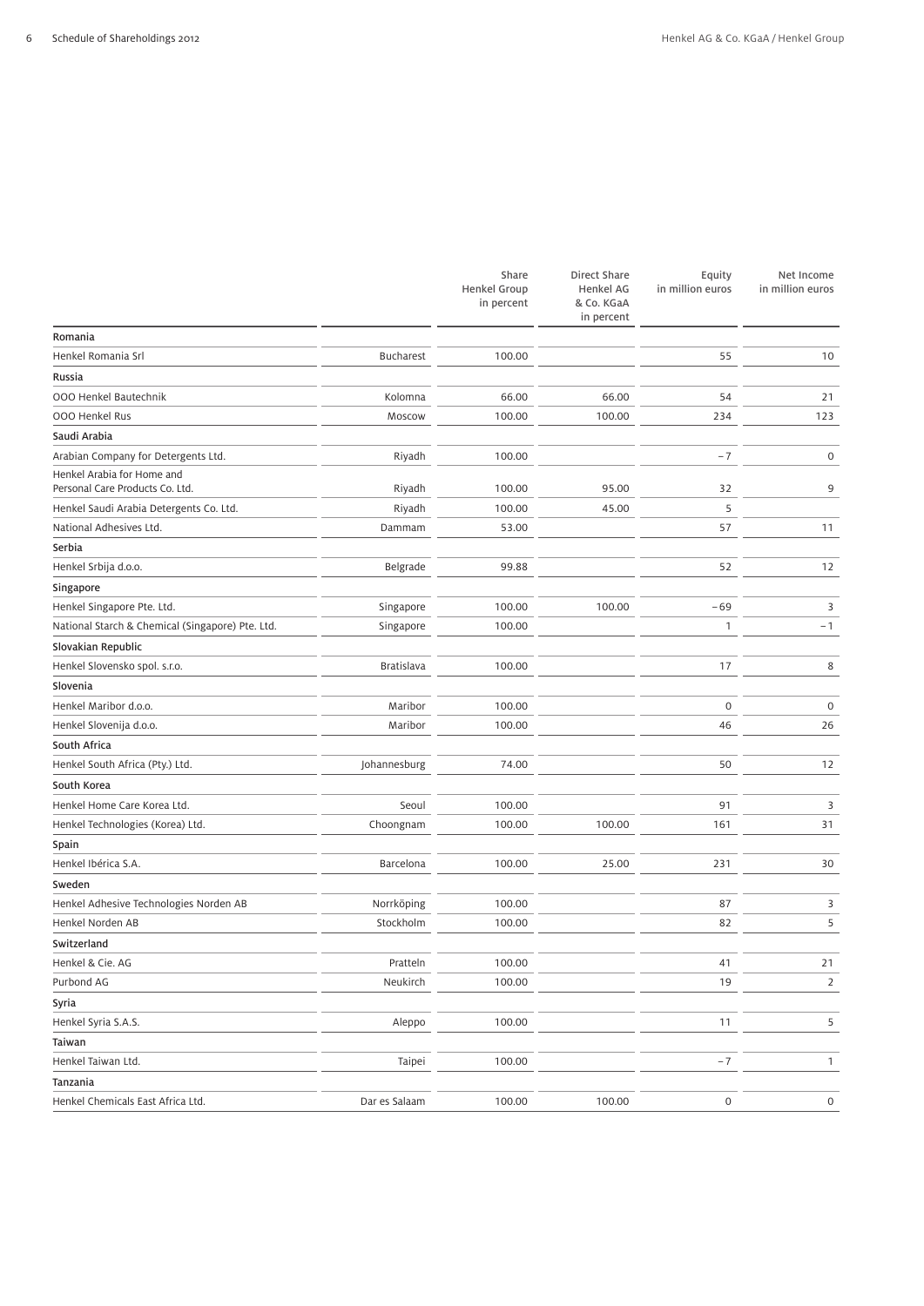| | | Share Henkel Group in percent | Direct Share Henkel AG & Co. KGaA in percent | Equity in million euros | Net Income in million euros |
|---|---|---|---|---|---|
| **Romania** | | | | | |
| Henkel Romania Srl | Bucharest | 100.00 | | 55 | 10 |
| **Russia** | | | | | |
| OOO Henkel Bautechnik | Kolomna | 66.00 | 66.00 | 54 | 21 |
| OOO Henkel Rus | Moscow | 100.00 | 100.00 | 234 | 123 |
| **Saudi Arabia** | | | | | |
| Arabian Company for Detergents Ltd. | Riyadh | 100.00 | | −7 | 0 |
| Henkel Arabia for Home and Personal Care Products Co. Ltd. | Riyadh | 100.00 | 95.00 | 32 | 9 |
| Henkel Saudi Arabia Detergents Co. Ltd. | Riyadh | 100.00 | 45.00 | 5 | |
| National Adhesives Ltd. | Dammam | 53.00 | | 57 | 11 |
| **Serbia** | | | | | |
| Henkel Srbija d.o.o. | Belgrade | 99.88 | | 52 | 12 |
| **Singapore** | | | | | |
| Henkel Singapore Pte. Ltd. | Singapore | 100.00 | 100.00 | −69 | 3 |
| National Starch & Chemical (Singapore) Pte. Ltd. | Singapore | 100.00 | | 1 | −1 |
| **Slovakian Republic** | | | | | |
| Henkel Slovensko spol. s.r.o. | Bratislava | 100.00 | | 17 | 8 |
| **Slovenia** | | | | | |
| Henkel Maribor d.o.o. | Maribor | 100.00 | | 0 | 0 |
| Henkel Slovenija d.o.o. | Maribor | 100.00 | | 46 | 26 |
| **South Africa** | | | | | |
| Henkel South Africa (Pty.) Ltd. | Johannesburg | 74.00 | | 50 | 12 |
| **South Korea** | | | | | |
| Henkel Home Care Korea Ltd. | Seoul | 100.00 | | 91 | 3 |
| Henkel Technologies (Korea) Ltd. | Choongnam | 100.00 | 100.00 | 161 | 31 |
| **Spain** | | | | | |
| Henkel Ibérica S.A. | Barcelona | 100.00 | 25.00 | 231 | 30 |
| **Sweden** | | | | | |
| Henkel Adhesive Technologies Norden AB | Norrköping | 100.00 | | 87 | 3 |
| Henkel Norden AB | Stockholm | 100.00 | | 82 | 5 |
| **Switzerland** | | | | | |
| Henkel & Cie. AG | Pratteln | 100.00 | | 41 | 21 |
| Purbond AG | Neukirch | 100.00 | | 19 | 2 |
| **Syria** | | | | | |
| Henkel Syria S.A.S. | Aleppo | 100.00 | | 11 | 5 |
| **Taiwan** | | | | | |
| Henkel Taiwan Ltd. | Taipei | 100.00 | | −7 | 1 |
| **Tanzania** | | | | | |
| Henkel Chemicals East Africa Ltd. | Dar es Salaam | 100.00 | 100.00 | 0 | 0 |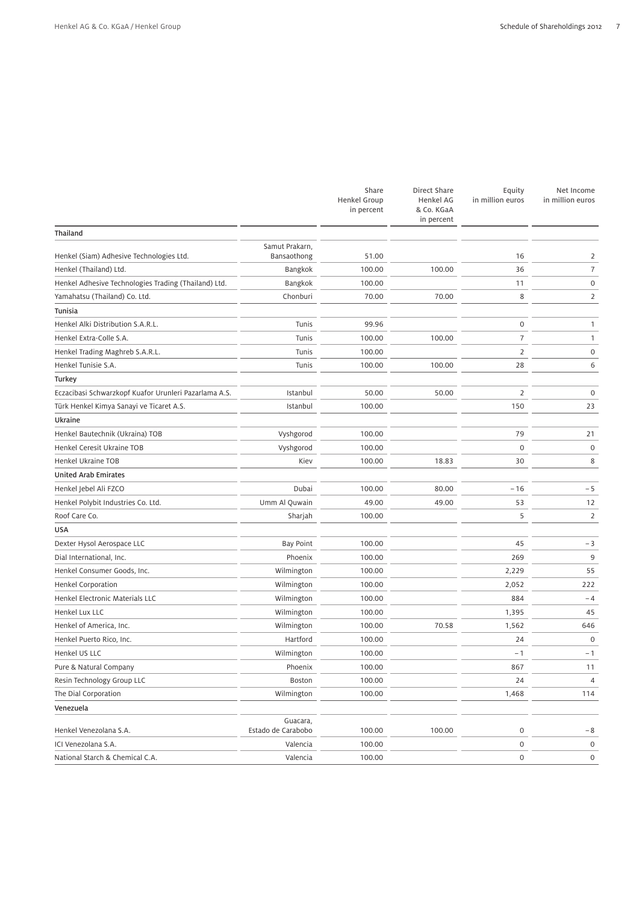| | | Share Henkel Group in percent | Direct Share Henkel AG & Co. KGaA in percent | Equity in million euros | Net Income in million euros |
|---|---|---|---|---|---|
| **Thailand** | | | | | |
| Henkel (Siam) Adhesive Technologies Ltd. | Samut Prakarn, Bansaothong | 51.00 | | 16 | 2 |
| Henkel (Thailand) Ltd. | Bangkok | 100.00 | 100.00 | 36 | 7 |
| Henkel Adhesive Technologies Trading (Thailand) Ltd. | Bangkok | 100.00 | | 11 | 0 |
| Yamahatsu (Thailand) Co. Ltd. | Chonburi | 70.00 | 70.00 | 8 | 2 |
| **Tunisia** | | | | | |
| Henkel Alki Distribution S.A.R.L. | Tunis | 99.96 | | 0 | 1 |
| Henkel Extra-Colle S.A. | Tunis | 100.00 | 100.00 | 7 | 1 |
| Henkel Trading Maghreb S.A.R.L. | Tunis | 100.00 | | 2 | 0 |
| Henkel Tunisie S.A. | Tunis | 100.00 | 100.00 | 28 | 6 |
| **Turkey** | | | | | |
| Eczacibasi Schwarzkopf Kuafor Urunleri Pazarlama A.S. | Istanbul | 50.00 | 50.00 | 2 | 0 |
| Türk Henkel Kimya Sanayi ve Ticaret A.S. | Istanbul | 100.00 | | 150 | 23 |
| **Ukraine** | | | | | |
| Henkel Bautechnik (Ukraina) TOB | Vyshgorod | 100.00 | | 79 | 21 |
| Henkel Ceresit Ukraine TOB | Vyshgorod | 100.00 | | 0 | 0 |
| Henkel Ukraine TOB | Kiev | 100.00 | 18.83 | 30 | 8 |
| **United Arab Emirates** | | | | | |
| Henkel Jebel Ali FZCO | Dubai | 100.00 | 80.00 | – 16 | – 5 |
| Henkel Polybit Industries Co. Ltd. | Umm Al Quwain | 49.00 | 49.00 | 53 | 12 |
| Roof Care Co. | Sharjah | 100.00 | | 5 | 2 |
| **USA** | | | | | |
| Dexter Hysol Aerospace LLC | Bay Point | 100.00 | | 45 | – 3 |
| Dial International, Inc. | Phoenix | 100.00 | | 269 | 9 |
| Henkel Consumer Goods, Inc. | Wilmington | 100.00 | | 2,229 | 55 |
| Henkel Corporation | Wilmington | 100.00 | | 2,052 | 222 |
| Henkel Electronic Materials LLC | Wilmington | 100.00 | | 884 | – 4 |
| Henkel Lux LLC | Wilmington | 100.00 | | 1,395 | 45 |
| Henkel of America, Inc. | Wilmington | 100.00 | 70.58 | 1,562 | 646 |
| Henkel Puerto Rico, Inc. | Hartford | 100.00 | | 24 | 0 |
| Henkel US LLC | Wilmington | 100.00 | | – 1 | – 1 |
| Pure & Natural Company | Phoenix | 100.00 | | 867 | 11 |
| Resin Technology Group LLC | Boston | 100.00 | | 24 | 4 |
| The Dial Corporation | Wilmington | 100.00 | | 1,468 | 114 |
| **Venezuela** | | | | | |
| Henkel Venezolana S.A. | Guacara, Estado de Carabobo | 100.00 | 100.00 | 0 | – 8 |
| ICI Venezolana S.A. | Valencia | 100.00 | | 0 | 0 |
| National Starch & Chemical C.A. | Valencia | 100.00 | | 0 | 0 |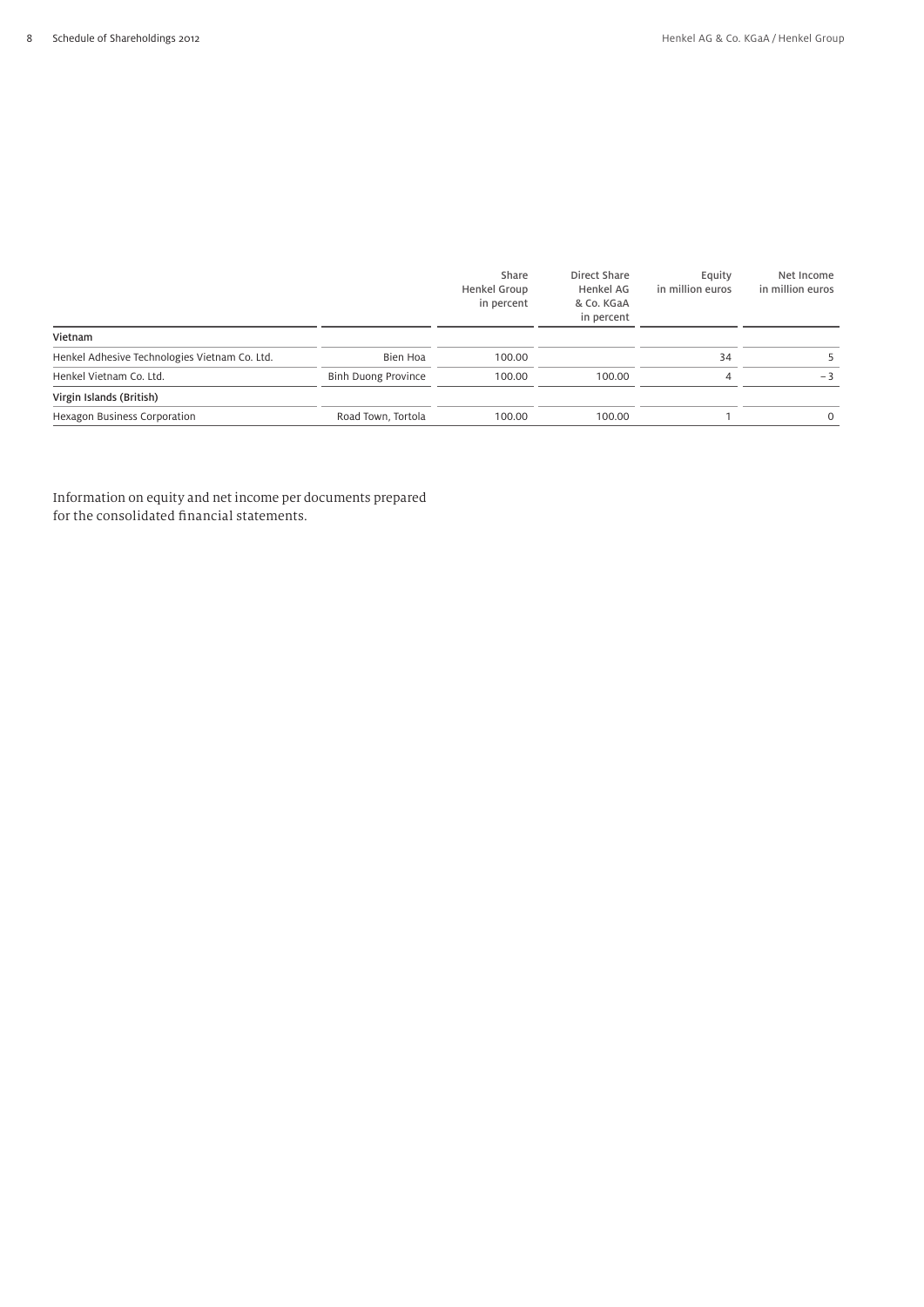| | | Share Henkel Group in percent | Direct Share Henkel AG & Co. KGaA in percent | Equity in million euros | Net Income in million euros |
|---|---|---|---|---|---|
| **Vietnam** | | | | | |
| Henkel Adhesive Technologies Vietnam Co. Ltd. | Bien Hoa | 100.00 | | 34 | 5 |
| Henkel Vietnam Co. Ltd. | Binh Duong Province | 100.00 | 100.00 | 4 | – 3 |
| **Virgin Islands (British)** | | | | | |
| Hexagon Business Corporation | Road Town, Tortola | 100.00 | 100.00 | 1 | 0 |

Information on equity and net income per documents prepared for the consolidated financial statements.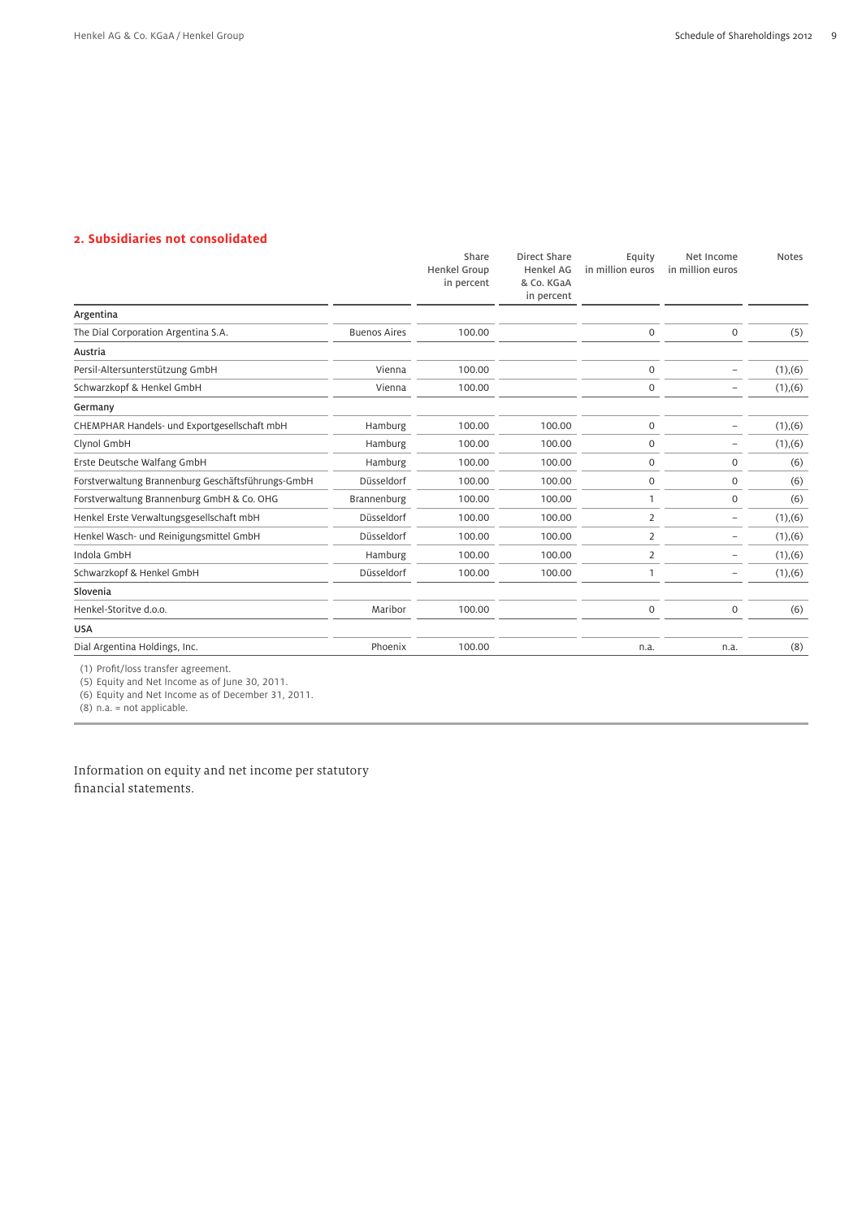## 2. Subsidiaries not consolidated

| | | Share Henkel Group in percent | Direct Share Henkel AG & Co. KGaA in percent | Equity in million euros | Net Income in million euros | Notes |
|---|---|---|---|---|---|---|
| **Argentina** | | | | | | |
| The Dial Corporation Argentina S.A. | Buenos Aires | 100.00 | | 0 | 0 | (5) |
| **Austria** | | | | | | |
| Persil-Altersunterstützung GmbH | Vienna | 100.00 | | 0 | – | (1),(6) |
| Schwarzkopf & Henkel GmbH | Vienna | 100.00 | | 0 | – | (1),(6) |
| **Germany** | | | | | | |
| CHEMPHAR Handels- und Exportgesellschaft mbH | Hamburg | 100.00 | 100.00 | 0 | – | (1),(6) |
| Clynol GmbH | Hamburg | 100.00 | 100.00 | 0 | – | (1),(6) |
| Erste Deutsche Walfang GmbH | Hamburg | 100.00 | 100.00 | 0 | 0 | (6) |
| Forstverwaltung Brannenburg Geschäftsführungs-GmbH | Düsseldorf | 100.00 | 100.00 | 0 | 0 | (6) |
| Forstverwaltung Brannenburg GmbH & Co. OHG | Brannenburg | 100.00 | 100.00 | 1 | 0 | (6) |
| Henkel Erste Verwaltungsgesellschaft mbH | Düsseldorf | 100.00 | 100.00 | 2 | – | (1),(6) |
| Henkel Wasch- und Reinigungsmittel GmbH | Düsseldorf | 100.00 | 100.00 | 2 | – | (1),(6) |
| Indola GmbH | Hamburg | 100.00 | 100.00 | 2 | – | (1),(6) |
| Schwarzkopf & Henkel GmbH | Düsseldorf | 100.00 | 100.00 | 1 | – | (1),(6) |
| **Slovenia** | | | | | | |
| Henkel-Storitve d.o.o. | Maribor | 100.00 | | 0 | 0 | (6) |
| **USA** | | | | | | |
| Dial Argentina Holdings, Inc. | Phoenix | 100.00 | | n.a. | n.a. | (8) |

(1) Profit/loss transfer agreement.
(5) Equity and Net Income as of June 30, 2011.
(6) Equity and Net Income as of December 31, 2011.
(8) n.a. = not applicable.

Information on equity and net income per statutory financial statements.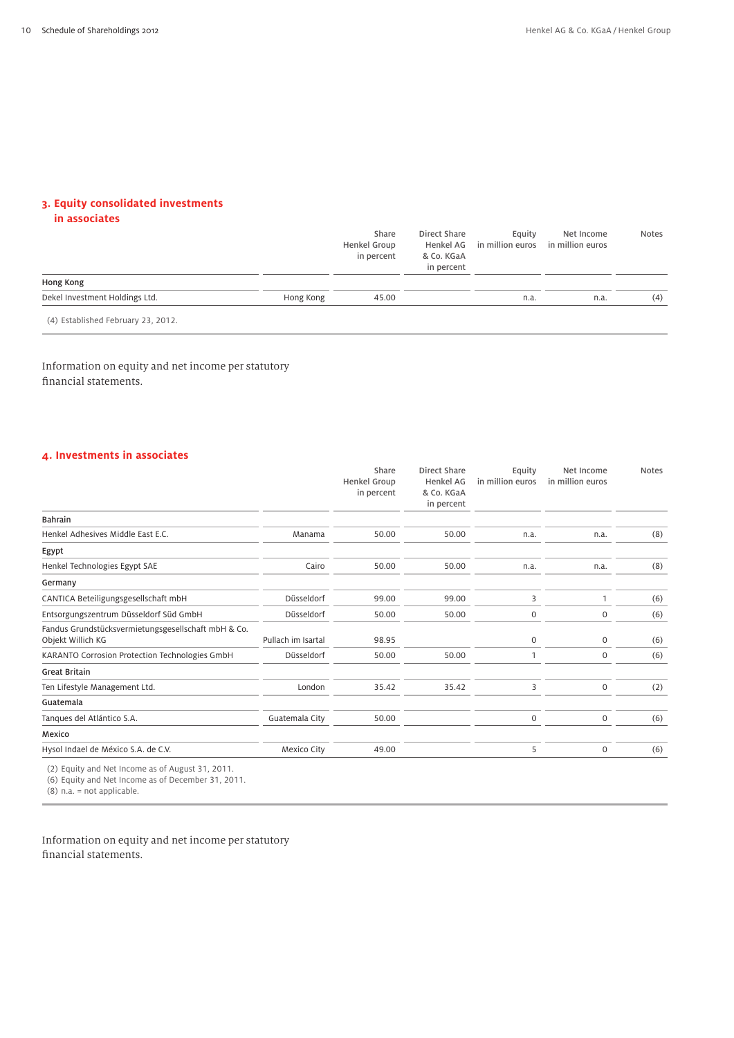## 3. Equity consolidated investments in associates

| | | Share Henkel Group in percent | Direct Share Henkel AG & Co. KGaA in percent | Equity in million euros | Net Income in million euros | Notes |
|---|---|---|---|---|---|---|
| **Hong Kong** | | | | | | |
| Dekel Investment Holdings Ltd. | Hong Kong | 45.00 | | n.a. | n.a. | (4) |

(4) Established February 23, 2012.

Information on equity and net income per statutory financial statements.

## 4. Investments in associates

| | | Share Henkel Group in percent | Direct Share Henkel AG & Co. KGaA in percent | Equity in million euros | Net Income in million euros | Notes |
|---|---|---|---|---|---|---|
| **Bahrain** | | | | | | |
| Henkel Adhesives Middle East E.C. | Manama | 50.00 | 50.00 | n.a. | n.a. | (8) |
| **Egypt** | | | | | | |
| Henkel Technologies Egypt SAE | Cairo | 50.00 | 50.00 | n.a. | n.a. | (8) |
| **Germany** | | | | | | |
| CANTICA Beteiligungsgesellschaft mbH | Düsseldorf | 99.00 | 99.00 | 3 | 1 | (6) |
| Entsorgungszentrum Düsseldorf Süd GmbH | Düsseldorf | 50.00 | 50.00 | 0 | 0 | (6) |
| Fandus Grundstücksvermietungsgesellschaft mbH & Co. Objekt Willich KG | Pullach im Isartal | 98.95 | | 0 | 0 | (6) |
| KARANTO Corrosion Protection Technologies GmbH | Düsseldorf | 50.00 | 50.00 | 1 | 0 | (6) |
| **Great Britain** | | | | | | |
| Ten Lifestyle Management Ltd. | London | 35.42 | 35.42 | 3 | 0 | (2) |
| **Guatemala** | | | | | | |
| Tanques del Atlántico S.A. | Guatemala City | 50.00 | | 0 | 0 | (6) |
| **Mexico** | | | | | | |
| Hysol Indael de México S.A. de C.V. | Mexico City | 49.00 | | 5 | 0 | (6) |

(2) Equity and Net Income as of August 31, 2011.
(6) Equity and Net Income as of December 31, 2011.
(8) n.a. = not applicable.

Information on equity and net income per statutory financial statements.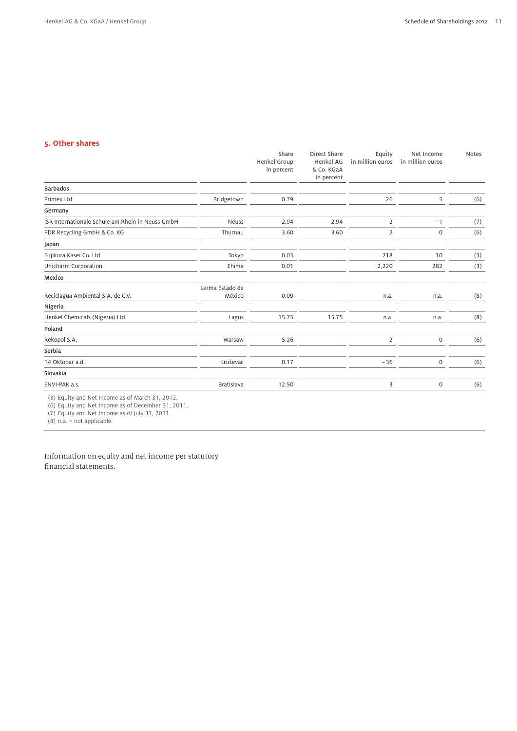## 5. Other shares

| | | Share Henkel Group in percent | Direct Share Henkel AG & Co. KGaA in percent | Equity in million euros | Net Income in million euros | Notes |
|---|---|---|---|---|---|---|
| **Barbados** | | | | | | |
| Primex Ltd. | Bridgetown | 0.79 | | 26 | 5 | (6) |
| **Germany** | | | | | | |
| ISR Internationale Schule am Rhein in Neuss GmbH | Neuss | 2.94 | 2.94 | – 2 | – 1 | (7) |
| PDR Recycling GmbH & Co. KG | Thurnau | 3.60 | 3.60 | 2 | 0 | (6) |
| **Japan** | | | | | | |
| Fujikura Kasei Co. Ltd. | Tokyo | 0.03 | | 218 | 10 | (3) |
| Unicharm Corporation | Ehime | 0.01 | | 2,220 | 282 | (3) |
| **Mexico** | | | | | | |
| Reciclagua Ambiental S.A. de C.V. | Lerma Estado de México | 0.09 | | n.a. | n.a. | (8) |
| **Nigeria** | | | | | | |
| Henkel Chemicals (Nigeria) Ltd. | Lagos | 15.75 | 15.75 | n.a. | n.a. | (8) |
| **Poland** | | | | | | |
| Rekopol S.A. | Warsaw | 5.26 | | 2 | 0 | (6) |
| **Serbia** | | | | | | |
| 14 Oktobar a.d. | Kruševac | 0.17 | | – 36 | 0 | (6) |
| **Slovakia** | | | | | | |
| ENVI-PAK a.s. | Bratislava | 12.50 | | 3 | 0 | (6) |

(3) Equity and Net Income as of March 31, 2012.
(6) Equity and Net Income as of December 31, 2011.
(7) Equity and Net Income as of July 31, 2011.
(8) n.a. = not applicable.

Information on equity and net income per statutory financial statements.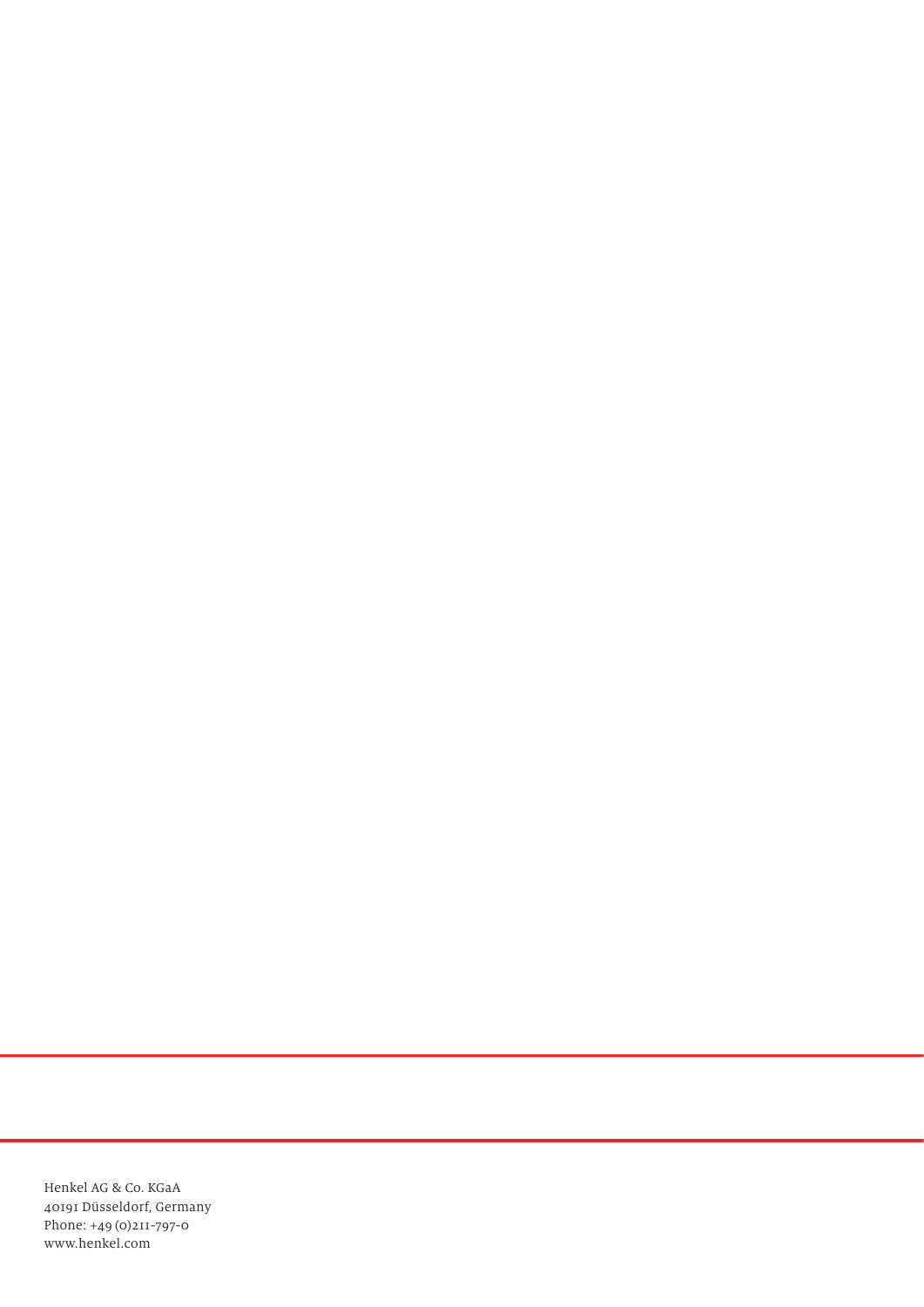Henkel AG & Co. KGaA  
40191 Düsseldorf, Germany  
Phone: +49 (0)211-797-0  
www.henkel.com